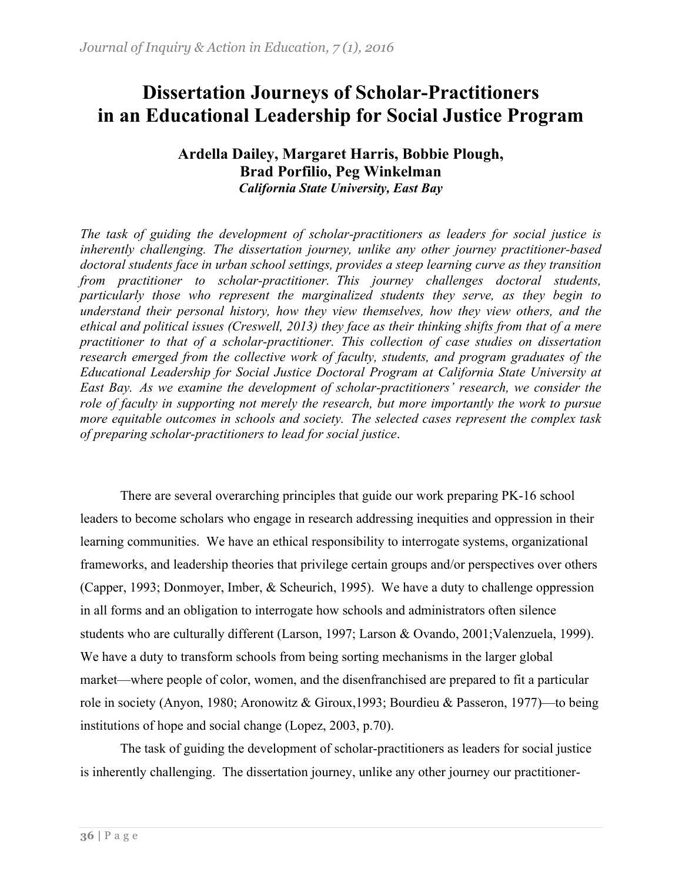# Dissertation Journeys of Scholar-Practitioners in an Educational Leadership for Social Justice Program

**Ardella Dailey, Margaret Harris, Bobbie Plough, Brad Porfilio, Peg Winkelman**
***California State University, East Bay***

*The task of guiding the development of scholar-practitioners as leaders for social justice is inherently challenging. The dissertation journey, unlike any other journey practitioner-based doctoral students face in urban school settings, provides a steep learning curve as they transition from practitioner to scholar-practitioner. This journey challenges doctoral students, particularly those who represent the marginalized students they serve, as they begin to understand their personal history, how they view themselves, how they view others, and the ethical and political issues (Creswell, 2013) they face as their thinking shifts from that of a mere practitioner to that of a scholar-practitioner. This collection of case studies on dissertation research emerged from the collective work of faculty, students, and program graduates of the Educational Leadership for Social Justice Doctoral Program at California State University at East Bay. As we examine the development of scholar-practitioners' research, we consider the role of faculty in supporting not merely the research, but more importantly the work to pursue more equitable outcomes in schools and society. The selected cases represent the complex task of preparing scholar-practitioners to lead for social justice*.

There are several overarching principles that guide our work preparing PK-16 school leaders to become scholars who engage in research addressing inequities and oppression in their learning communities. We have an ethical responsibility to interrogate systems, organizational frameworks, and leadership theories that privilege certain groups and/or perspectives over others (Capper, 1993; Donmoyer, Imber, & Scheurich, 1995). We have a duty to challenge oppression in all forms and an obligation to interrogate how schools and administrators often silence students who are culturally different (Larson, 1997; Larson & Ovando, 2001;Valenzuela, 1999). We have a duty to transform schools from being sorting mechanisms in the larger global market—where people of color, women, and the disenfranchised are prepared to fit a particular role in society (Anyon, 1980; Aronowitz & Giroux,1993; Bourdieu & Passeron, 1977)—to being institutions of hope and social change (Lopez, 2003, p.70).

The task of guiding the development of scholar-practitioners as leaders for social justice is inherently challenging. The dissertation journey, unlike any other journey our practitioner-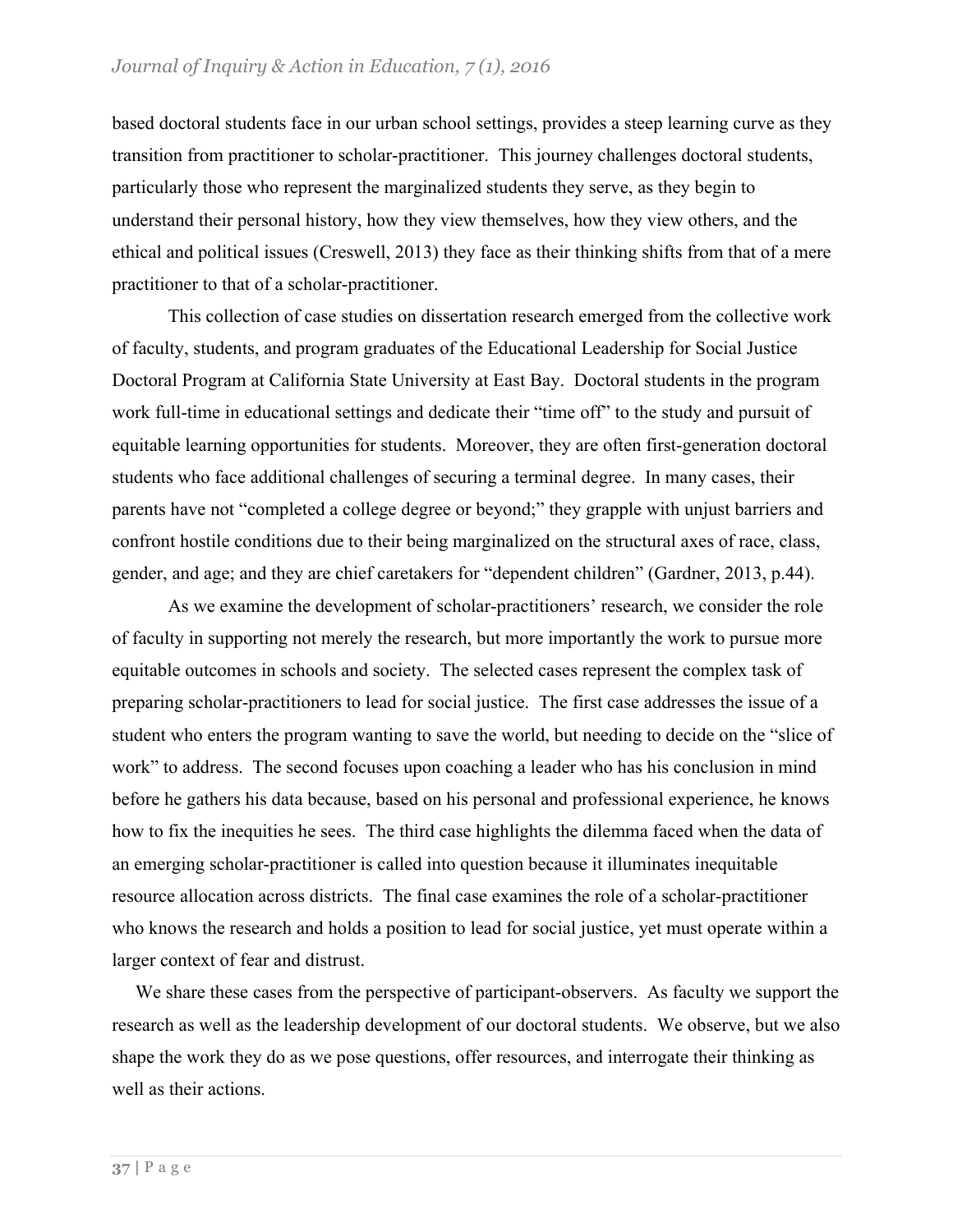based doctoral students face in our urban school settings, provides a steep learning curve as they transition from practitioner to scholar-practitioner. This journey challenges doctoral students, particularly those who represent the marginalized students they serve, as they begin to understand their personal history, how they view themselves, how they view others, and the ethical and political issues (Creswell, 2013) they face as their thinking shifts from that of a mere practitioner to that of a scholar-practitioner.

This collection of case studies on dissertation research emerged from the collective work of faculty, students, and program graduates of the Educational Leadership for Social Justice Doctoral Program at California State University at East Bay. Doctoral students in the program work full-time in educational settings and dedicate their "time off" to the study and pursuit of equitable learning opportunities for students. Moreover, they are often first-generation doctoral students who face additional challenges of securing a terminal degree. In many cases, their parents have not "completed a college degree or beyond;" they grapple with unjust barriers and confront hostile conditions due to their being marginalized on the structural axes of race, class, gender, and age; and they are chief caretakers for "dependent children" (Gardner, 2013, p.44).

As we examine the development of scholar-practitioners' research, we consider the role of faculty in supporting not merely the research, but more importantly the work to pursue more equitable outcomes in schools and society. The selected cases represent the complex task of preparing scholar-practitioners to lead for social justice. The first case addresses the issue of a student who enters the program wanting to save the world, but needing to decide on the "slice of work" to address. The second focuses upon coaching a leader who has his conclusion in mind before he gathers his data because, based on his personal and professional experience, he knows how to fix the inequities he sees. The third case highlights the dilemma faced when the data of an emerging scholar-practitioner is called into question because it illuminates inequitable resource allocation across districts. The final case examines the role of a scholar-practitioner who knows the research and holds a position to lead for social justice, yet must operate within a larger context of fear and distrust.

We share these cases from the perspective of participant-observers. As faculty we support the research as well as the leadership development of our doctoral students. We observe, but we also shape the work they do as we pose questions, offer resources, and interrogate their thinking as well as their actions.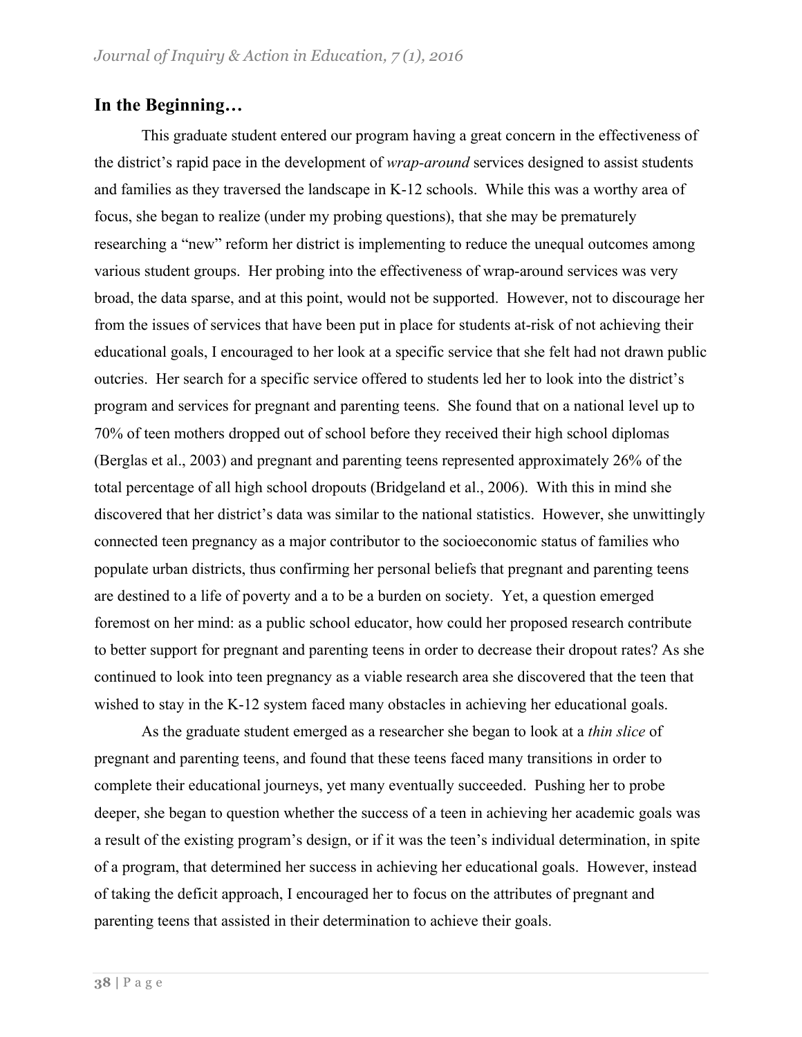## In the Beginning…

This graduate student entered our program having a great concern in the effectiveness of the district's rapid pace in the development of *wrap-around* services designed to assist students and families as they traversed the landscape in K-12 schools. While this was a worthy area of focus, she began to realize (under my probing questions), that she may be prematurely researching a "new" reform her district is implementing to reduce the unequal outcomes among various student groups. Her probing into the effectiveness of wrap-around services was very broad, the data sparse, and at this point, would not be supported. However, not to discourage her from the issues of services that have been put in place for students at-risk of not achieving their educational goals, I encouraged to her look at a specific service that she felt had not drawn public outcries. Her search for a specific service offered to students led her to look into the district's program and services for pregnant and parenting teens. She found that on a national level up to 70% of teen mothers dropped out of school before they received their high school diplomas (Berglas et al., 2003) and pregnant and parenting teens represented approximately 26% of the total percentage of all high school dropouts (Bridgeland et al., 2006). With this in mind she discovered that her district's data was similar to the national statistics. However, she unwittingly connected teen pregnancy as a major contributor to the socioeconomic status of families who populate urban districts, thus confirming her personal beliefs that pregnant and parenting teens are destined to a life of poverty and a to be a burden on society. Yet, a question emerged foremost on her mind: as a public school educator, how could her proposed research contribute to better support for pregnant and parenting teens in order to decrease their dropout rates? As she continued to look into teen pregnancy as a viable research area she discovered that the teen that wished to stay in the K-12 system faced many obstacles in achieving her educational goals.

As the graduate student emerged as a researcher she began to look at a *thin slice* of pregnant and parenting teens, and found that these teens faced many transitions in order to complete their educational journeys, yet many eventually succeeded. Pushing her to probe deeper, she began to question whether the success of a teen in achieving her academic goals was a result of the existing program's design, or if it was the teen's individual determination, in spite of a program, that determined her success in achieving her educational goals. However, instead of taking the deficit approach, I encouraged her to focus on the attributes of pregnant and parenting teens that assisted in their determination to achieve their goals.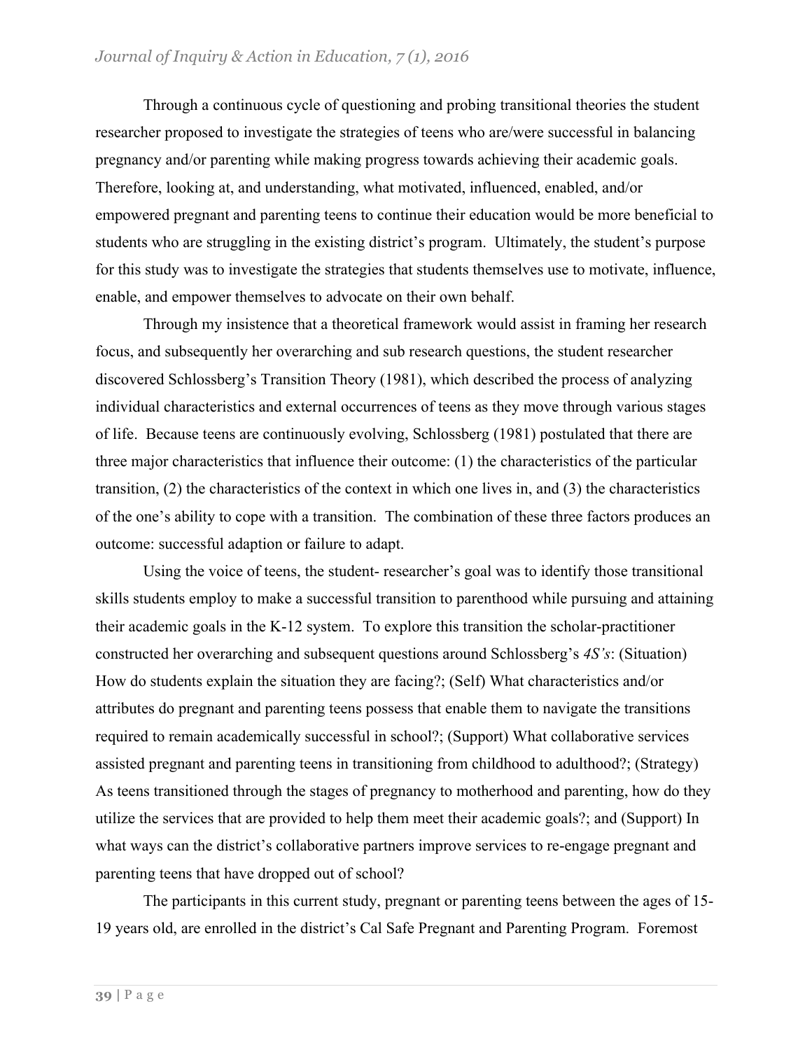Through a continuous cycle of questioning and probing transitional theories the student researcher proposed to investigate the strategies of teens who are/were successful in balancing pregnancy and/or parenting while making progress towards achieving their academic goals. Therefore, looking at, and understanding, what motivated, influenced, enabled, and/or empowered pregnant and parenting teens to continue their education would be more beneficial to students who are struggling in the existing district's program. Ultimately, the student's purpose for this study was to investigate the strategies that students themselves use to motivate, influence, enable, and empower themselves to advocate on their own behalf.

Through my insistence that a theoretical framework would assist in framing her research focus, and subsequently her overarching and sub research questions, the student researcher discovered Schlossberg's Transition Theory (1981), which described the process of analyzing individual characteristics and external occurrences of teens as they move through various stages of life. Because teens are continuously evolving, Schlossberg (1981) postulated that there are three major characteristics that influence their outcome: (1) the characteristics of the particular transition, (2) the characteristics of the context in which one lives in, and (3) the characteristics of the one's ability to cope with a transition. The combination of these three factors produces an outcome: successful adaption or failure to adapt.

Using the voice of teens, the student- researcher's goal was to identify those transitional skills students employ to make a successful transition to parenthood while pursuing and attaining their academic goals in the K-12 system. To explore this transition the scholar-practitioner constructed her overarching and subsequent questions around Schlossberg's *4S's*: (Situation) How do students explain the situation they are facing?; (Self) What characteristics and/or attributes do pregnant and parenting teens possess that enable them to navigate the transitions required to remain academically successful in school?; (Support) What collaborative services assisted pregnant and parenting teens in transitioning from childhood to adulthood?; (Strategy) As teens transitioned through the stages of pregnancy to motherhood and parenting, how do they utilize the services that are provided to help them meet their academic goals?; and (Support) In what ways can the district's collaborative partners improve services to re-engage pregnant and parenting teens that have dropped out of school?

The participants in this current study, pregnant or parenting teens between the ages of 15-19 years old, are enrolled in the district's Cal Safe Pregnant and Parenting Program. Foremost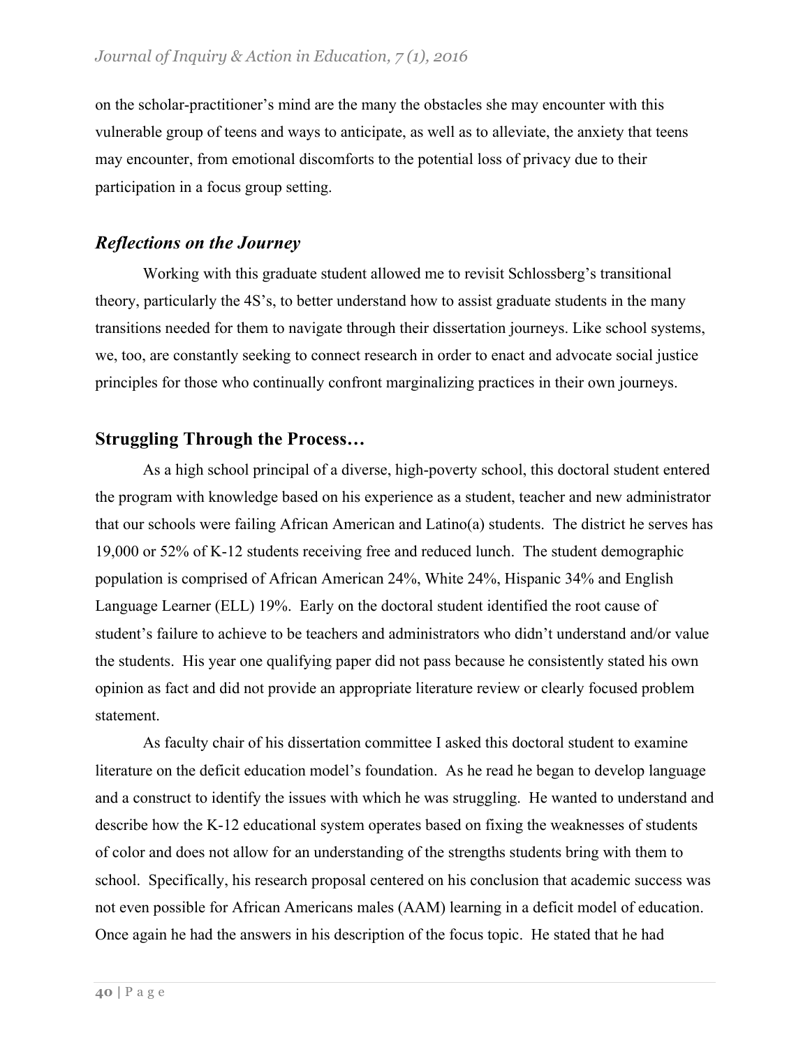on the scholar-practitioner's mind are the many the obstacles she may encounter with this vulnerable group of teens and ways to anticipate, as well as to alleviate, the anxiety that teens may encounter, from emotional discomforts to the potential loss of privacy due to their participation in a focus group setting.

### *Reflections on the Journey*

Working with this graduate student allowed me to revisit Schlossberg's transitional theory, particularly the 4S's, to better understand how to assist graduate students in the many transitions needed for them to navigate through their dissertation journeys. Like school systems, we, too, are constantly seeking to connect research in order to enact and advocate social justice principles for those who continually confront marginalizing practices in their own journeys.

## Struggling Through the Process…

As a high school principal of a diverse, high-poverty school, this doctoral student entered the program with knowledge based on his experience as a student, teacher and new administrator that our schools were failing African American and Latino(a) students. The district he serves has 19,000 or 52% of K-12 students receiving free and reduced lunch. The student demographic population is comprised of African American 24%, White 24%, Hispanic 34% and English Language Learner (ELL) 19%. Early on the doctoral student identified the root cause of student's failure to achieve to be teachers and administrators who didn't understand and/or value the students. His year one qualifying paper did not pass because he consistently stated his own opinion as fact and did not provide an appropriate literature review or clearly focused problem statement.

As faculty chair of his dissertation committee I asked this doctoral student to examine literature on the deficit education model's foundation. As he read he began to develop language and a construct to identify the issues with which he was struggling. He wanted to understand and describe how the K-12 educational system operates based on fixing the weaknesses of students of color and does not allow for an understanding of the strengths students bring with them to school. Specifically, his research proposal centered on his conclusion that academic success was not even possible for African Americans males (AAM) learning in a deficit model of education. Once again he had the answers in his description of the focus topic. He stated that he had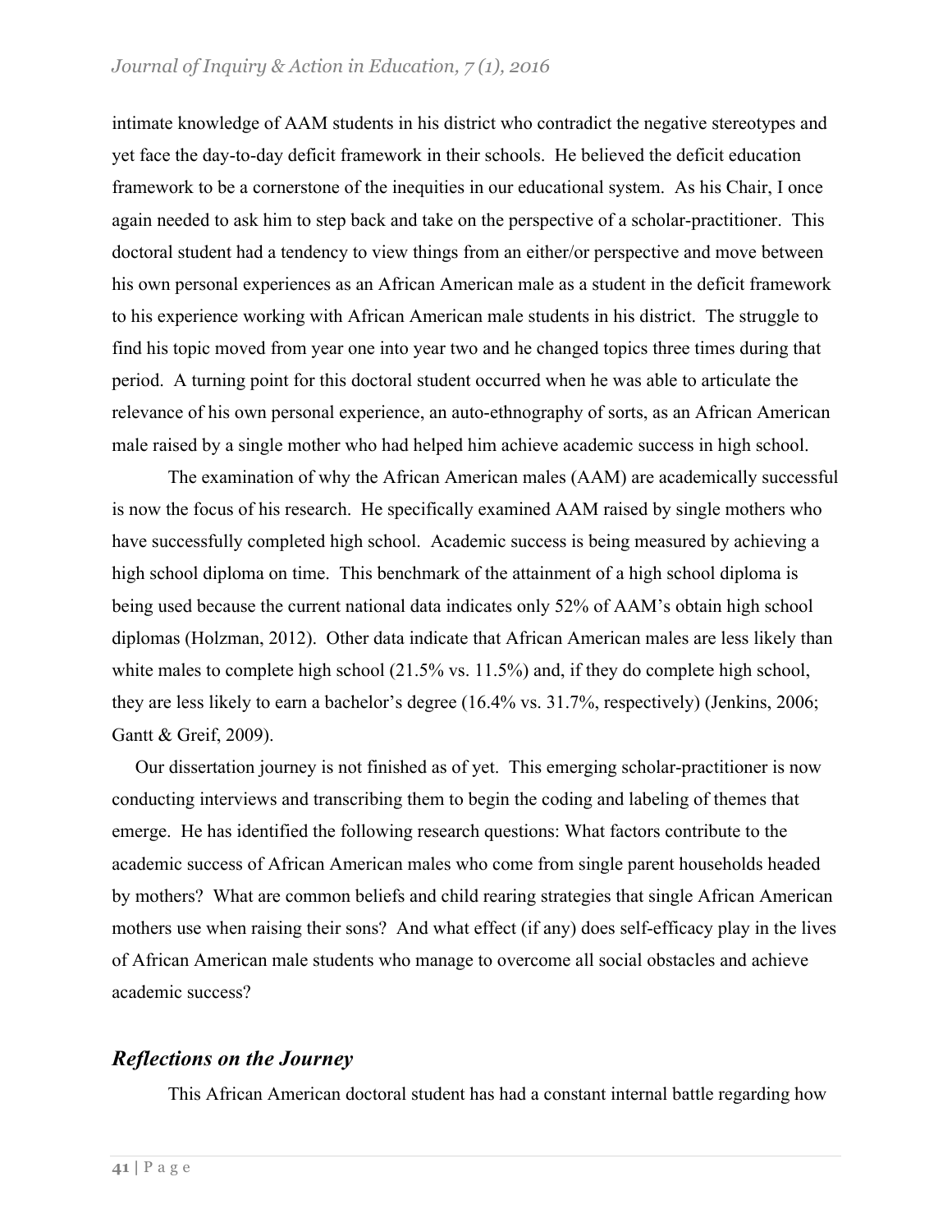intimate knowledge of AAM students in his district who contradict the negative stereotypes and yet face the day-to-day deficit framework in their schools. He believed the deficit education framework to be a cornerstone of the inequities in our educational system. As his Chair, I once again needed to ask him to step back and take on the perspective of a scholar-practitioner. This doctoral student had a tendency to view things from an either/or perspective and move between his own personal experiences as an African American male as a student in the deficit framework to his experience working with African American male students in his district. The struggle to find his topic moved from year one into year two and he changed topics three times during that period. A turning point for this doctoral student occurred when he was able to articulate the relevance of his own personal experience, an auto-ethnography of sorts, as an African American male raised by a single mother who had helped him achieve academic success in high school.

The examination of why the African American males (AAM) are academically successful is now the focus of his research. He specifically examined AAM raised by single mothers who have successfully completed high school. Academic success is being measured by achieving a high school diploma on time. This benchmark of the attainment of a high school diploma is being used because the current national data indicates only 52% of AAM's obtain high school diplomas (Holzman, 2012). Other data indicate that African American males are less likely than white males to complete high school (21.5% vs. 11.5%) and, if they do complete high school, they are less likely to earn a bachelor's degree (16.4% vs. 31.7%, respectively) (Jenkins, 2006; Gantt & Greif, 2009).

Our dissertation journey is not finished as of yet. This emerging scholar-practitioner is now conducting interviews and transcribing them to begin the coding and labeling of themes that emerge. He has identified the following research questions: What factors contribute to the academic success of African American males who come from single parent households headed by mothers? What are common beliefs and child rearing strategies that single African American mothers use when raising their sons? And what effect (if any) does self-efficacy play in the lives of African American male students who manage to overcome all social obstacles and achieve academic success?

## *Reflections on the Journey*

This African American doctoral student has had a constant internal battle regarding how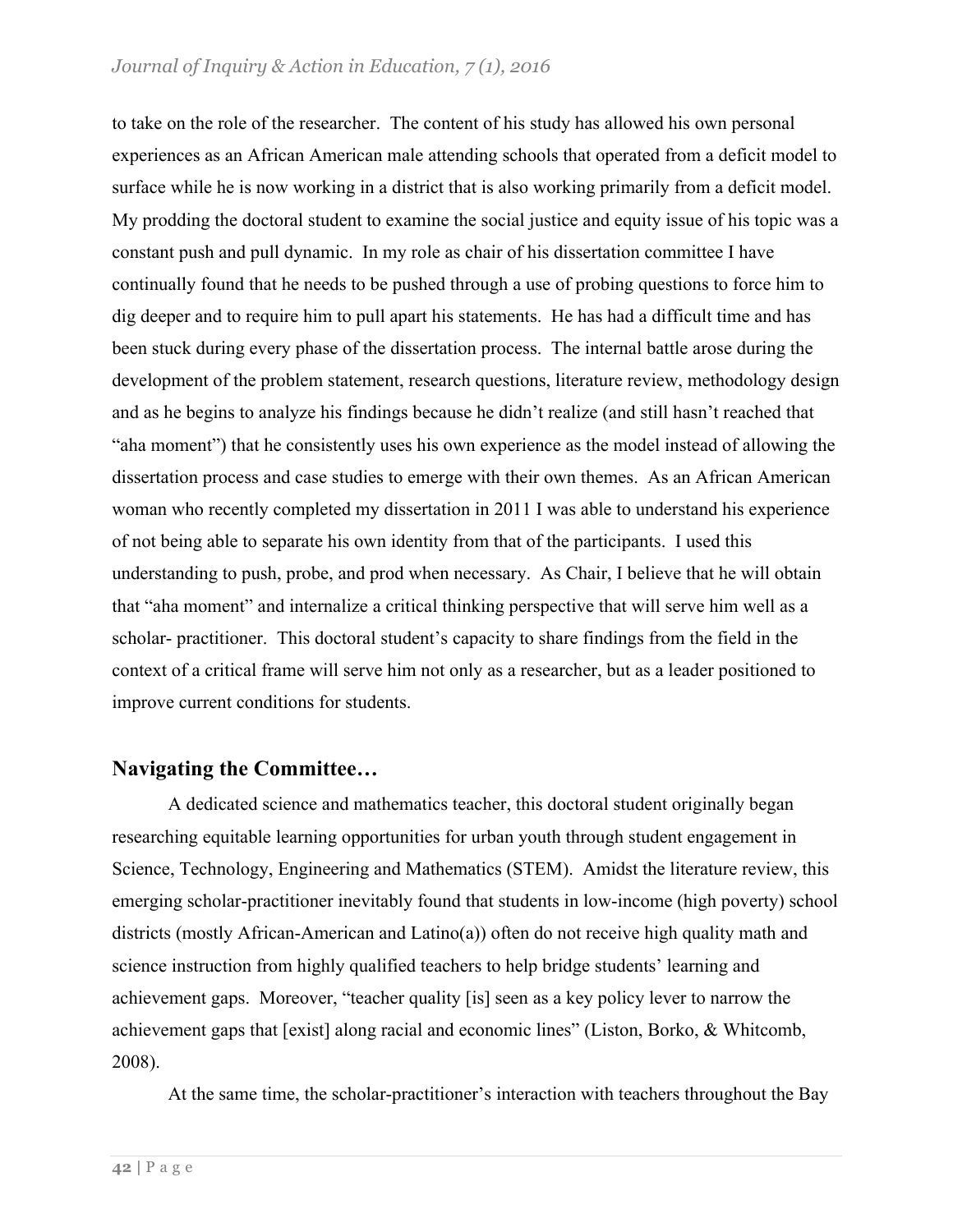to take on the role of the researcher. The content of his study has allowed his own personal experiences as an African American male attending schools that operated from a deficit model to surface while he is now working in a district that is also working primarily from a deficit model. My prodding the doctoral student to examine the social justice and equity issue of his topic was a constant push and pull dynamic. In my role as chair of his dissertation committee I have continually found that he needs to be pushed through a use of probing questions to force him to dig deeper and to require him to pull apart his statements. He has had a difficult time and has been stuck during every phase of the dissertation process. The internal battle arose during the development of the problem statement, research questions, literature review, methodology design and as he begins to analyze his findings because he didn't realize (and still hasn't reached that "aha moment") that he consistently uses his own experience as the model instead of allowing the dissertation process and case studies to emerge with their own themes. As an African American woman who recently completed my dissertation in 2011 I was able to understand his experience of not being able to separate his own identity from that of the participants. I used this understanding to push, probe, and prod when necessary. As Chair, I believe that he will obtain that "aha moment" and internalize a critical thinking perspective that will serve him well as a scholar- practitioner. This doctoral student's capacity to share findings from the field in the context of a critical frame will serve him not only as a researcher, but as a leader positioned to improve current conditions for students.

## Navigating the Committee…

A dedicated science and mathematics teacher, this doctoral student originally began researching equitable learning opportunities for urban youth through student engagement in Science, Technology, Engineering and Mathematics (STEM). Amidst the literature review, this emerging scholar-practitioner inevitably found that students in low-income (high poverty) school districts (mostly African-American and Latino(a)) often do not receive high quality math and science instruction from highly qualified teachers to help bridge students' learning and achievement gaps. Moreover, "teacher quality [is] seen as a key policy lever to narrow the achievement gaps that [exist] along racial and economic lines" (Liston, Borko, & Whitcomb, 2008).

At the same time, the scholar-practitioner's interaction with teachers throughout the Bay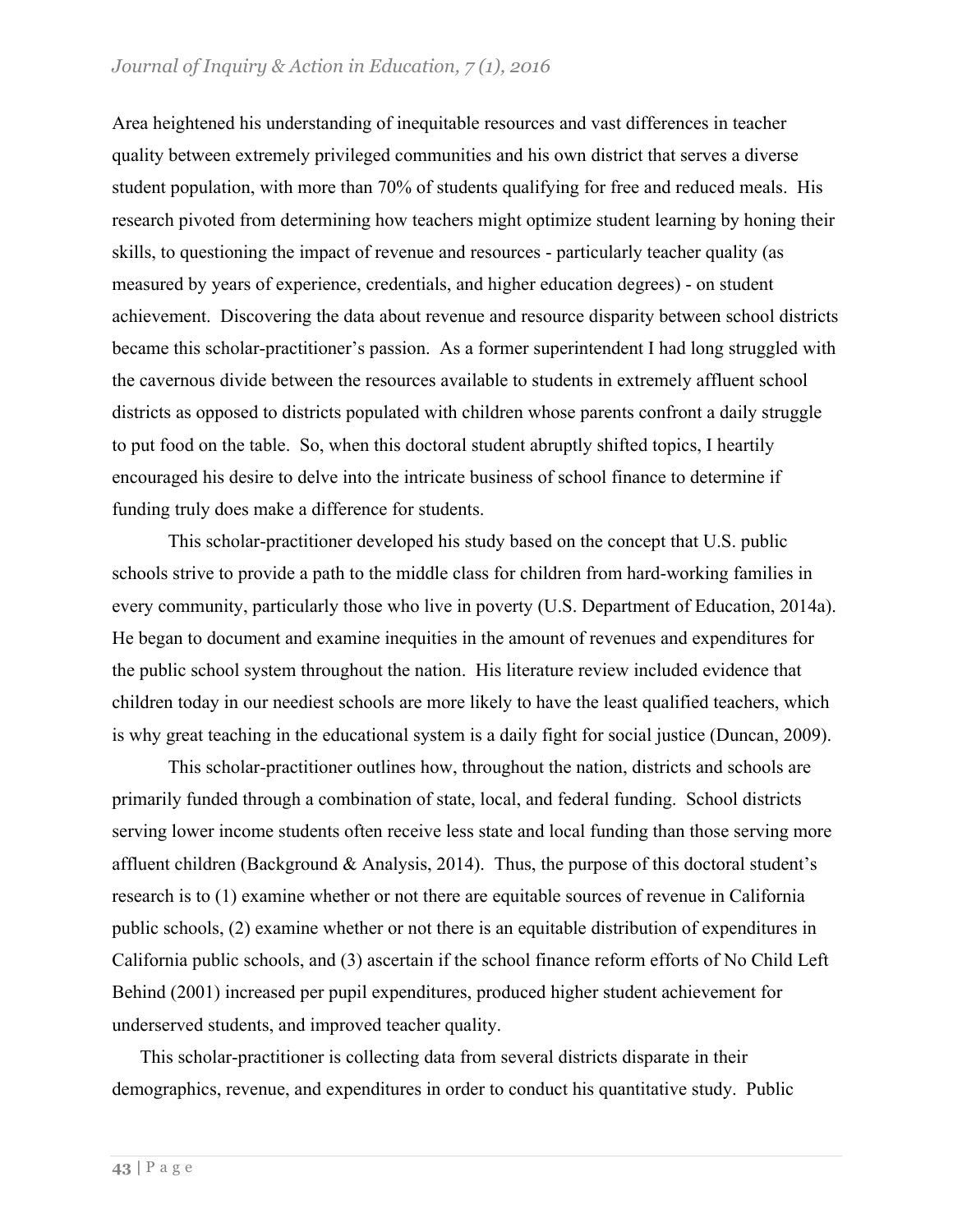Area heightened his understanding of inequitable resources and vast differences in teacher quality between extremely privileged communities and his own district that serves a diverse student population, with more than 70% of students qualifying for free and reduced meals. His research pivoted from determining how teachers might optimize student learning by honing their skills, to questioning the impact of revenue and resources - particularly teacher quality (as measured by years of experience, credentials, and higher education degrees) - on student achievement. Discovering the data about revenue and resource disparity between school districts became this scholar-practitioner's passion. As a former superintendent I had long struggled with the cavernous divide between the resources available to students in extremely affluent school districts as opposed to districts populated with children whose parents confront a daily struggle to put food on the table. So, when this doctoral student abruptly shifted topics, I heartily encouraged his desire to delve into the intricate business of school finance to determine if funding truly does make a difference for students.

This scholar-practitioner developed his study based on the concept that U.S. public schools strive to provide a path to the middle class for children from hard-working families in every community, particularly those who live in poverty (U.S. Department of Education, 2014a). He began to document and examine inequities in the amount of revenues and expenditures for the public school system throughout the nation. His literature review included evidence that children today in our neediest schools are more likely to have the least qualified teachers, which is why great teaching in the educational system is a daily fight for social justice (Duncan, 2009).

This scholar-practitioner outlines how, throughout the nation, districts and schools are primarily funded through a combination of state, local, and federal funding. School districts serving lower income students often receive less state and local funding than those serving more affluent children (Background & Analysis, 2014). Thus, the purpose of this doctoral student's research is to (1) examine whether or not there are equitable sources of revenue in California public schools, (2) examine whether or not there is an equitable distribution of expenditures in California public schools, and (3) ascertain if the school finance reform efforts of No Child Left Behind (2001) increased per pupil expenditures, produced higher student achievement for underserved students, and improved teacher quality.

This scholar-practitioner is collecting data from several districts disparate in their demographics, revenue, and expenditures in order to conduct his quantitative study. Public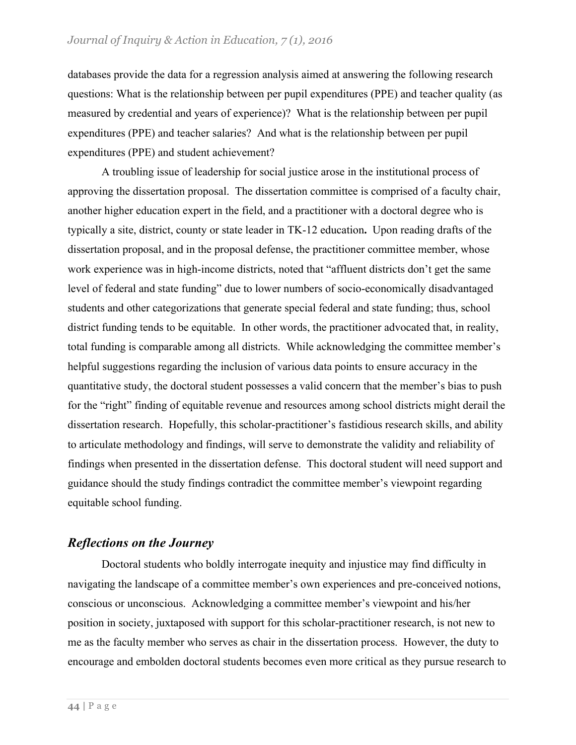databases provide the data for a regression analysis aimed at answering the following research questions: What is the relationship between per pupil expenditures (PPE) and teacher quality (as measured by credential and years of experience)? What is the relationship between per pupil expenditures (PPE) and teacher salaries? And what is the relationship between per pupil expenditures (PPE) and student achievement?

A troubling issue of leadership for social justice arose in the institutional process of approving the dissertation proposal. The dissertation committee is comprised of a faculty chair, another higher education expert in the field, and a practitioner with a doctoral degree who is typically a site, district, county or state leader in TK-12 education**.** Upon reading drafts of the dissertation proposal, and in the proposal defense, the practitioner committee member, whose work experience was in high-income districts, noted that "affluent districts don't get the same level of federal and state funding" due to lower numbers of socio-economically disadvantaged students and other categorizations that generate special federal and state funding; thus, school district funding tends to be equitable. In other words, the practitioner advocated that, in reality, total funding is comparable among all districts. While acknowledging the committee member's helpful suggestions regarding the inclusion of various data points to ensure accuracy in the quantitative study, the doctoral student possesses a valid concern that the member's bias to push for the "right" finding of equitable revenue and resources among school districts might derail the dissertation research. Hopefully, this scholar-practitioner's fastidious research skills, and ability to articulate methodology and findings, will serve to demonstrate the validity and reliability of findings when presented in the dissertation defense. This doctoral student will need support and guidance should the study findings contradict the committee member's viewpoint regarding equitable school funding.

## *Reflections on the Journey*

Doctoral students who boldly interrogate inequity and injustice may find difficulty in navigating the landscape of a committee member's own experiences and pre-conceived notions, conscious or unconscious. Acknowledging a committee member's viewpoint and his/her position in society, juxtaposed with support for this scholar-practitioner research, is not new to me as the faculty member who serves as chair in the dissertation process. However, the duty to encourage and embolden doctoral students becomes even more critical as they pursue research to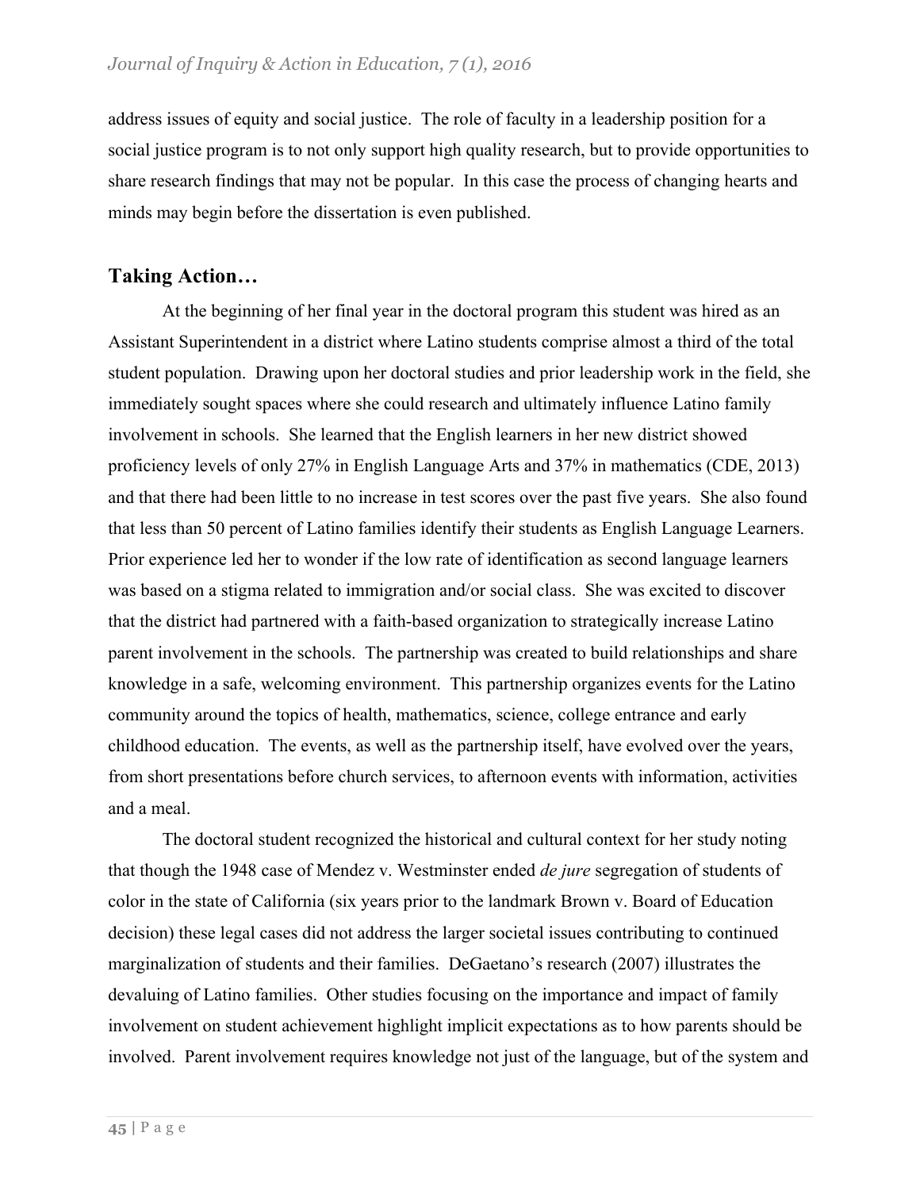address issues of equity and social justice. The role of faculty in a leadership position for a social justice program is to not only support high quality research, but to provide opportunities to share research findings that may not be popular. In this case the process of changing hearts and minds may begin before the dissertation is even published.

## Taking Action…

At the beginning of her final year in the doctoral program this student was hired as an Assistant Superintendent in a district where Latino students comprise almost a third of the total student population. Drawing upon her doctoral studies and prior leadership work in the field, she immediately sought spaces where she could research and ultimately influence Latino family involvement in schools. She learned that the English learners in her new district showed proficiency levels of only 27% in English Language Arts and 37% in mathematics (CDE, 2013) and that there had been little to no increase in test scores over the past five years. She also found that less than 50 percent of Latino families identify their students as English Language Learners. Prior experience led her to wonder if the low rate of identification as second language learners was based on a stigma related to immigration and/or social class. She was excited to discover that the district had partnered with a faith-based organization to strategically increase Latino parent involvement in the schools. The partnership was created to build relationships and share knowledge in a safe, welcoming environment. This partnership organizes events for the Latino community around the topics of health, mathematics, science, college entrance and early childhood education. The events, as well as the partnership itself, have evolved over the years, from short presentations before church services, to afternoon events with information, activities and a meal.

The doctoral student recognized the historical and cultural context for her study noting that though the 1948 case of Mendez v. Westminster ended *de jure* segregation of students of color in the state of California (six years prior to the landmark Brown v. Board of Education decision) these legal cases did not address the larger societal issues contributing to continued marginalization of students and their families. DeGaetano's research (2007) illustrates the devaluing of Latino families. Other studies focusing on the importance and impact of family involvement on student achievement highlight implicit expectations as to how parents should be involved. Parent involvement requires knowledge not just of the language, but of the system and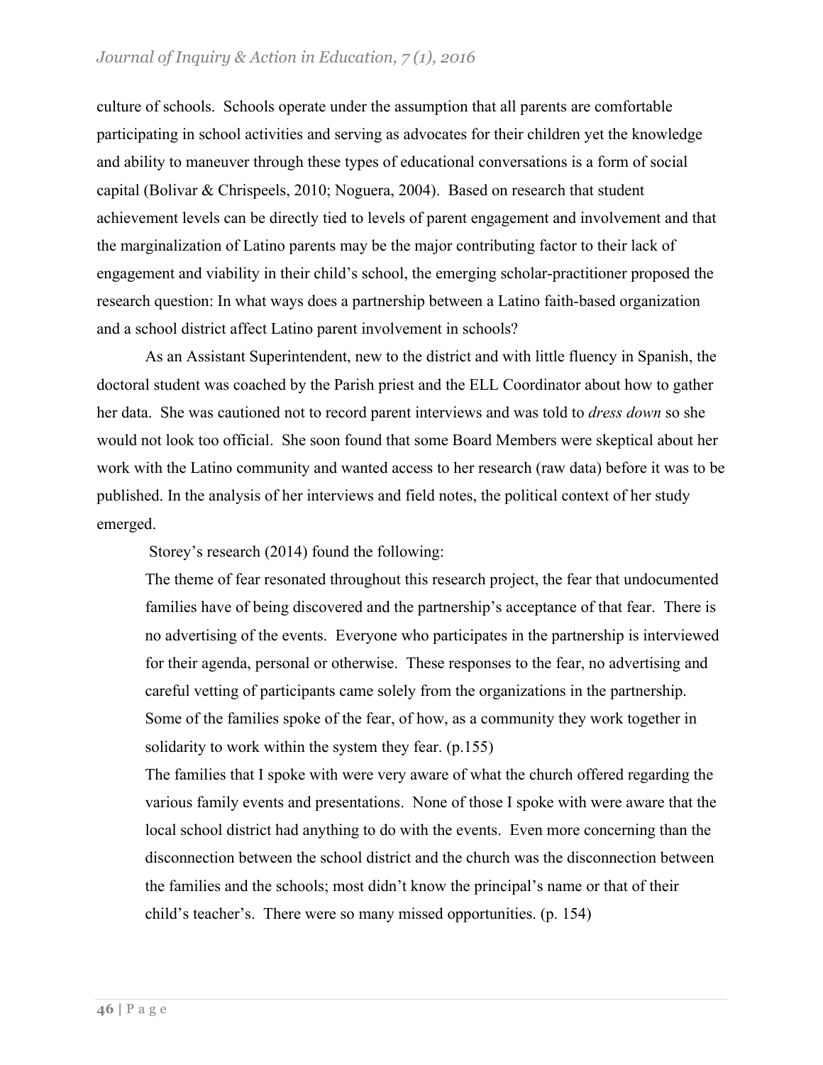culture of schools. Schools operate under the assumption that all parents are comfortable participating in school activities and serving as advocates for their children yet the knowledge and ability to maneuver through these types of educational conversations is a form of social capital (Bolivar & Chrispeels, 2010; Noguera, 2004). Based on research that student achievement levels can be directly tied to levels of parent engagement and involvement and that the marginalization of Latino parents may be the major contributing factor to their lack of engagement and viability in their child's school, the emerging scholar-practitioner proposed the research question: In what ways does a partnership between a Latino faith-based organization and a school district affect Latino parent involvement in schools?

As an Assistant Superintendent, new to the district and with little fluency in Spanish, the doctoral student was coached by the Parish priest and the ELL Coordinator about how to gather her data. She was cautioned not to record parent interviews and was told to *dress down* so she would not look too official. She soon found that some Board Members were skeptical about her work with the Latino community and wanted access to her research (raw data) before it was to be published. In the analysis of her interviews and field notes, the political context of her study emerged.

Storey's research (2014) found the following:

> The theme of fear resonated throughout this research project, the fear that undocumented families have of being discovered and the partnership's acceptance of that fear. There is no advertising of the events. Everyone who participates in the partnership is interviewed for their agenda, personal or otherwise. These responses to the fear, no advertising and careful vetting of participants came solely from the organizations in the partnership. Some of the families spoke of the fear, of how, as a community they work together in solidarity to work within the system they fear. (p.155)
>
> The families that I spoke with were very aware of what the church offered regarding the various family events and presentations. None of those I spoke with were aware that the local school district had anything to do with the events. Even more concerning than the disconnection between the school district and the church was the disconnection between the families and the schools; most didn't know the principal's name or that of their child's teacher's. There were so many missed opportunities. (p. 154)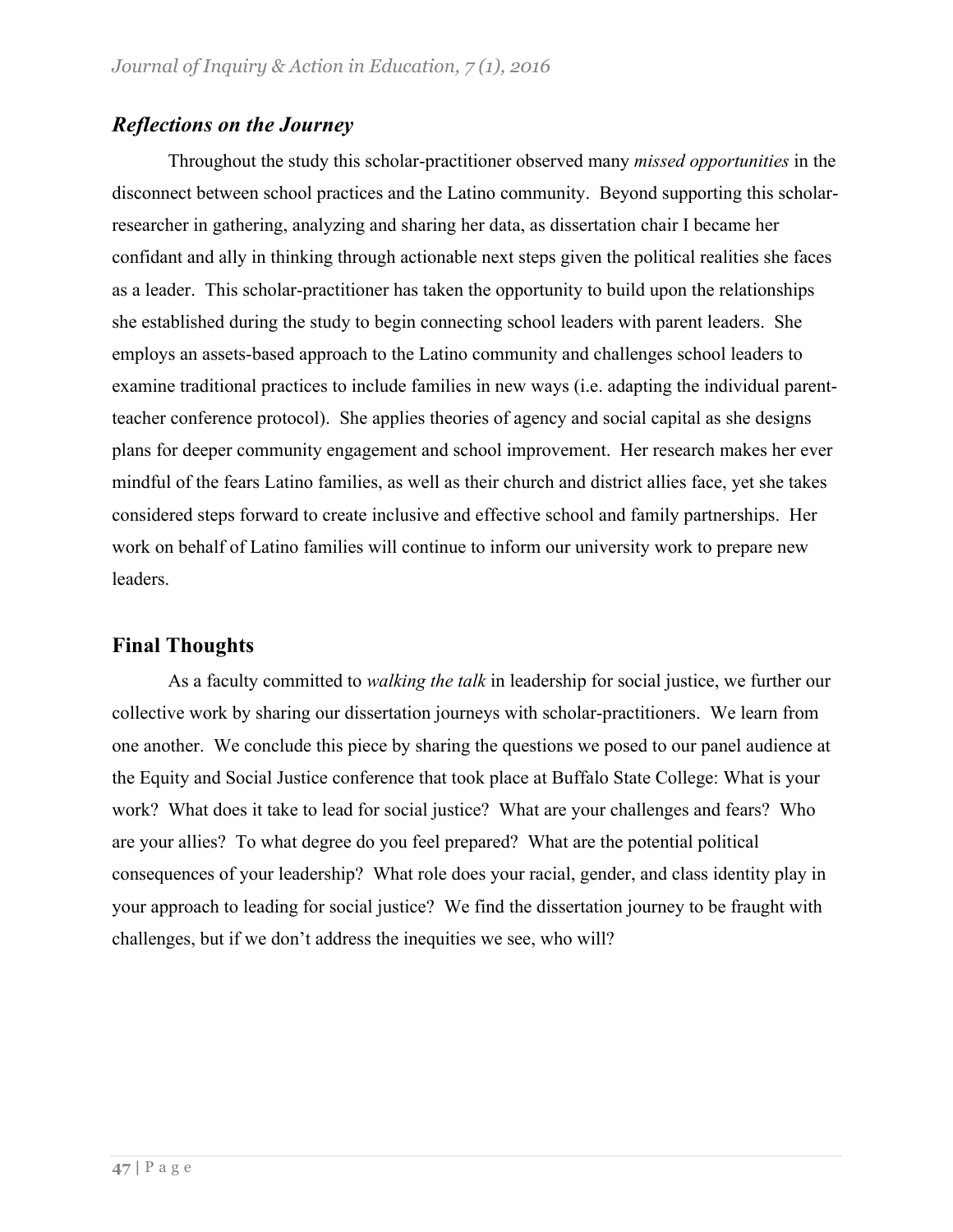### *Reflections on the Journey*

Throughout the study this scholar-practitioner observed many *missed opportunities* in the disconnect between school practices and the Latino community. Beyond supporting this scholar-researcher in gathering, analyzing and sharing her data, as dissertation chair I became her confidant and ally in thinking through actionable next steps given the political realities she faces as a leader. This scholar-practitioner has taken the opportunity to build upon the relationships she established during the study to begin connecting school leaders with parent leaders. She employs an assets-based approach to the Latino community and challenges school leaders to examine traditional practices to include families in new ways (i.e. adapting the individual parent-teacher conference protocol). She applies theories of agency and social capital as she designs plans for deeper community engagement and school improvement. Her research makes her ever mindful of the fears Latino families, as well as their church and district allies face, yet she takes considered steps forward to create inclusive and effective school and family partnerships. Her work on behalf of Latino families will continue to inform our university work to prepare new leaders.

## Final Thoughts

As a faculty committed to *walking the talk* in leadership for social justice, we further our collective work by sharing our dissertation journeys with scholar-practitioners. We learn from one another. We conclude this piece by sharing the questions we posed to our panel audience at the Equity and Social Justice conference that took place at Buffalo State College: What is your work? What does it take to lead for social justice? What are your challenges and fears? Who are your allies? To what degree do you feel prepared? What are the potential political consequences of your leadership? What role does your racial, gender, and class identity play in your approach to leading for social justice? We find the dissertation journey to be fraught with challenges, but if we don't address the inequities we see, who will?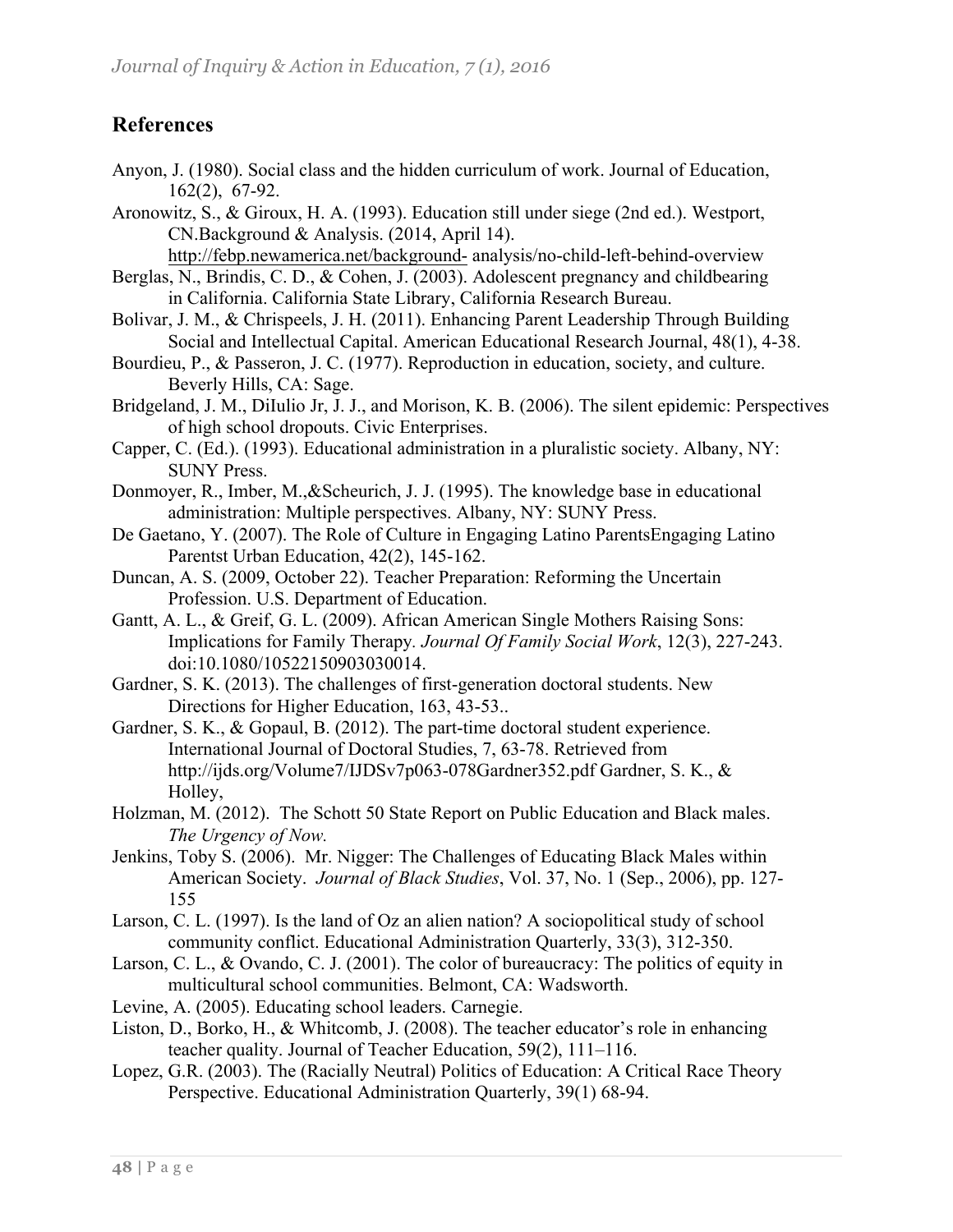## References

Anyon, J. (1980). Social class and the hidden curriculum of work. Journal of Education, 162(2), 67-92.

Aronowitz, S., & Giroux, H. A. (1993). Education still under siege (2nd ed.). Westport, CN.Background & Analysis. (2014, April 14). http://febp.newamerica.net/background- analysis/no-child-left-behind-overview

Berglas, N., Brindis, C. D., & Cohen, J. (2003). Adolescent pregnancy and childbearing in California. California State Library, California Research Bureau.

Bolivar, J. M., & Chrispeels, J. H. (2011). Enhancing Parent Leadership Through Building Social and Intellectual Capital. American Educational Research Journal, 48(1), 4-38.

Bourdieu, P., & Passeron, J. C. (1977). Reproduction in education, society, and culture. Beverly Hills, CA: Sage.

Bridgeland, J. M., DiIulio Jr, J. J., and Morison, K. B. (2006). The silent epidemic: Perspectives of high school dropouts. Civic Enterprises.

Capper, C. (Ed.). (1993). Educational administration in a pluralistic society. Albany, NY: SUNY Press.

Donmoyer, R., Imber, M.,&Scheurich, J. J. (1995). The knowledge base in educational administration: Multiple perspectives. Albany, NY: SUNY Press.

De Gaetano, Y. (2007). The Role of Culture in Engaging Latino ParentsEngaging Latino Parentst Urban Education, 42(2), 145-162.

Duncan, A. S. (2009, October 22). Teacher Preparation: Reforming the Uncertain Profession. U.S. Department of Education.

Gantt, A. L., & Greif, G. L. (2009). African American Single Mothers Raising Sons: Implications for Family Therapy. *Journal Of Family Social Work*, 12(3), 227-243. doi:10.1080/10522150903030014.

Gardner, S. K. (2013). The challenges of first-generation doctoral students. New Directions for Higher Education, 163, 43-53..

Gardner, S. K., & Gopaul, B. (2012). The part-time doctoral student experience. International Journal of Doctoral Studies, 7, 63-78. Retrieved from http://ijds.org/Volume7/IJDSv7p063-078Gardner352.pdf Gardner, S. K., & Holley,

Holzman, M. (2012). The Schott 50 State Report on Public Education and Black males. *The Urgency of Now.*

Jenkins, Toby S. (2006). Mr. Nigger: The Challenges of Educating Black Males within American Society. *Journal of Black Studies*, Vol. 37, No. 1 (Sep., 2006), pp. 127-155

Larson, C. L. (1997). Is the land of Oz an alien nation? A sociopolitical study of school community conflict. Educational Administration Quarterly, 33(3), 312-350.

Larson, C. L., & Ovando, C. J. (2001). The color of bureaucracy: The politics of equity in multicultural school communities. Belmont, CA: Wadsworth.

Levine, A. (2005). Educating school leaders. Carnegie.

Liston, D., Borko, H., & Whitcomb, J. (2008). The teacher educator's role in enhancing teacher quality. Journal of Teacher Education, 59(2), 111–116.

Lopez, G.R. (2003). The (Racially Neutral) Politics of Education: A Critical Race Theory Perspective. Educational Administration Quarterly, 39(1) 68-94.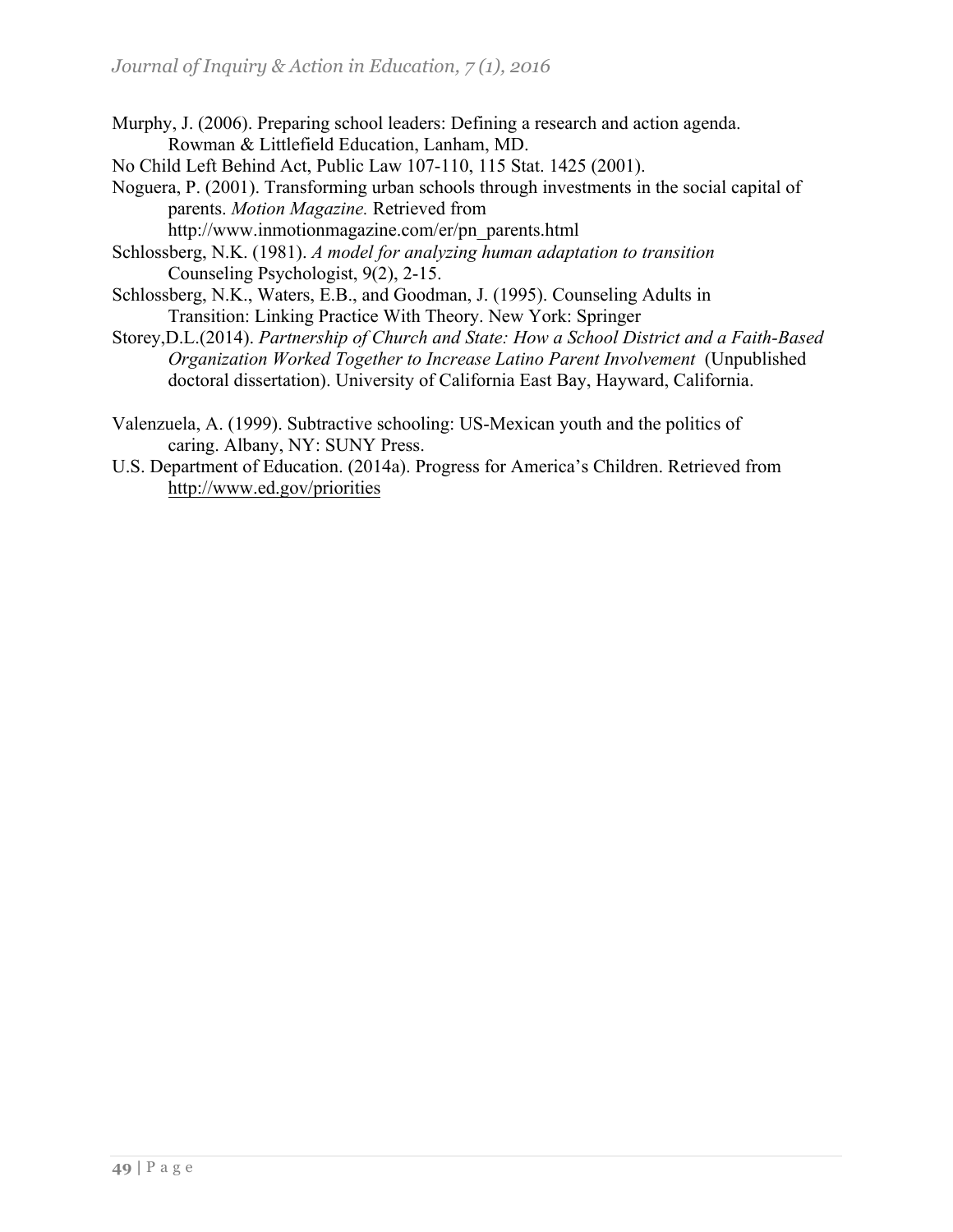Murphy, J. (2006). Preparing school leaders: Defining a research and action agenda. Rowman & Littlefield Education, Lanham, MD.

No Child Left Behind Act, Public Law 107-110, 115 Stat. 1425 (2001).

Noguera, P. (2001). Transforming urban schools through investments in the social capital of parents. *Motion Magazine.* Retrieved from http://www.inmotionmagazine.com/er/pn_parents.html

Schlossberg, N.K. (1981). *A model for analyzing human adaptation to transition* Counseling Psychologist, 9(2), 2-15.

Schlossberg, N.K., Waters, E.B., and Goodman, J. (1995). Counseling Adults in Transition: Linking Practice With Theory. New York: Springer

Storey,D.L.(2014). *Partnership of Church and State: How a School District and a Faith-Based Organization Worked Together to Increase Latino Parent Involvement* (Unpublished doctoral dissertation). University of California East Bay, Hayward, California.

Valenzuela, A. (1999). Subtractive schooling: US-Mexican youth and the politics of caring. Albany, NY: SUNY Press.

U.S. Department of Education. (2014a). Progress for America's Children. Retrieved from http://www.ed.gov/priorities